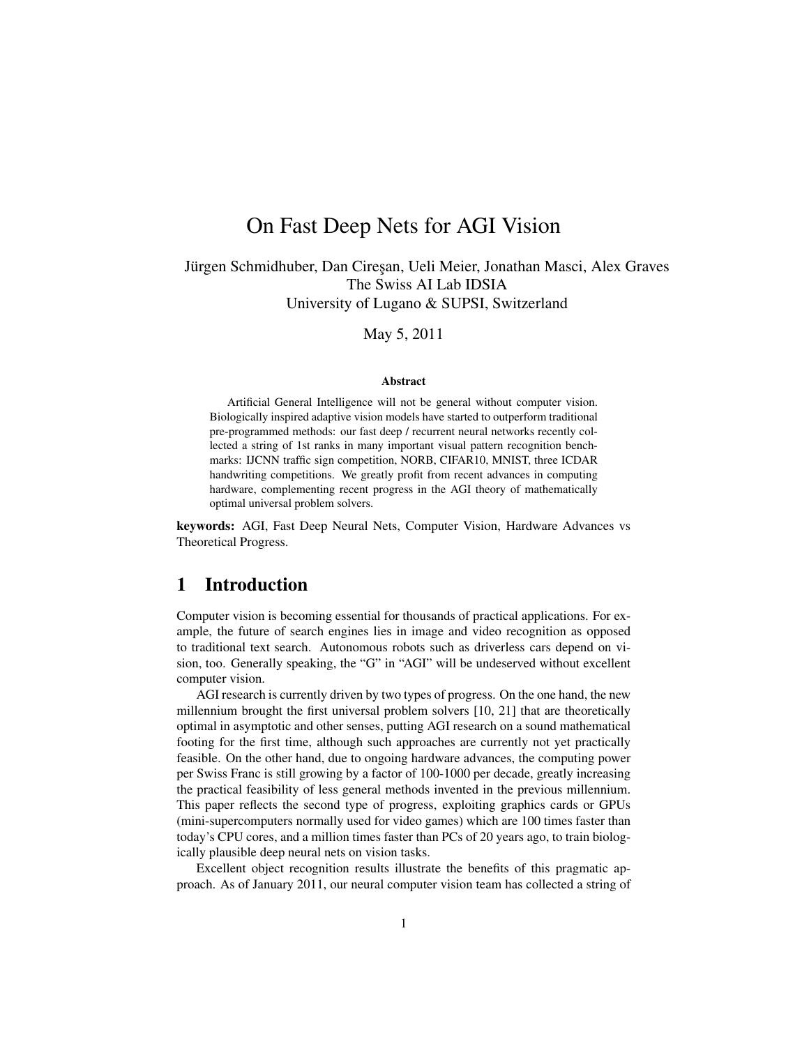# On Fast Deep Nets for AGI Vision

Jürgen Schmidhuber, Dan Cireşan, Ueli Meier, Jonathan Masci, Alex Graves
The Swiss AI Lab IDSIA
University of Lugano & SUPSI, Switzerland

May 5, 2011

### Abstract

Artificial General Intelligence will not be general without computer vision. Biologically inspired adaptive vision models have started to outperform traditional pre-programmed methods: our fast deep / recurrent neural networks recently collected a string of 1st ranks in many important visual pattern recognition benchmarks: IJCNN traffic sign competition, NORB, CIFAR10, MNIST, three ICDAR handwriting competitions. We greatly profit from recent advances in computing hardware, complementing recent progress in the AGI theory of mathematically optimal universal problem solvers.

**keywords:** AGI, Fast Deep Neural Nets, Computer Vision, Hardware Advances vs Theoretical Progress.

## 1 Introduction

Computer vision is becoming essential for thousands of practical applications. For example, the future of search engines lies in image and video recognition as opposed to traditional text search. Autonomous robots such as driverless cars depend on vision, too. Generally speaking, the "G" in "AGI" will be undeserved without excellent computer vision.

AGI research is currently driven by two types of progress. On the one hand, the new millennium brought the first universal problem solvers [10, 21] that are theoretically optimal in asymptotic and other senses, putting AGI research on a sound mathematical footing for the first time, although such approaches are currently not yet practically feasible. On the other hand, due to ongoing hardware advances, the computing power per Swiss Franc is still growing by a factor of 100-1000 per decade, greatly increasing the practical feasibility of less general methods invented in the previous millennium. This paper reflects the second type of progress, exploiting graphics cards or GPUs (mini-supercomputers normally used for video games) which are 100 times faster than today's CPU cores, and a million times faster than PCs of 20 years ago, to train biologically plausible deep neural nets on vision tasks.

Excellent object recognition results illustrate the benefits of this pragmatic approach. As of January 2011, our neural computer vision team has collected a string of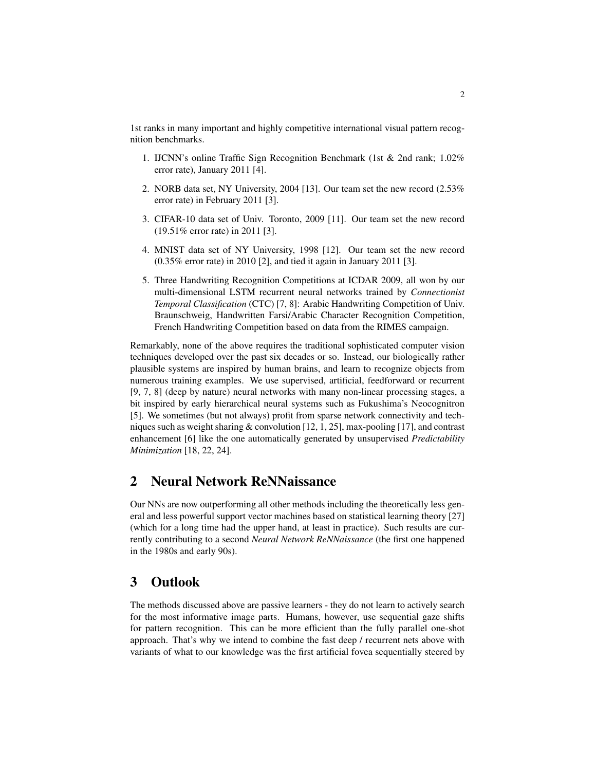1st ranks in many important and highly competitive international visual pattern recognition benchmarks.

1. IJCNN's online Traffic Sign Recognition Benchmark (1st & 2nd rank; 1.02% error rate), January 2011 [4].
2. NORB data set, NY University, 2004 [13]. Our team set the new record (2.53% error rate) in February 2011 [3].
3. CIFAR-10 data set of Univ. Toronto, 2009 [11]. Our team set the new record (19.51% error rate) in 2011 [3].
4. MNIST data set of NY University, 1998 [12]. Our team set the new record (0.35% error rate) in 2010 [2], and tied it again in January 2011 [3].
5. Three Handwriting Recognition Competitions at ICDAR 2009, all won by our multi-dimensional LSTM recurrent neural networks trained by *Connectionist Temporal Classification* (CTC) [7, 8]: Arabic Handwriting Competition of Univ. Braunschweig, Handwritten Farsi/Arabic Character Recognition Competition, French Handwriting Competition based on data from the RIMES campaign.

Remarkably, none of the above requires the traditional sophisticated computer vision techniques developed over the past six decades or so. Instead, our biologically rather plausible systems are inspired by human brains, and learn to recognize objects from numerous training examples. We use supervised, artificial, feedforward or recurrent [9, 7, 8] (deep by nature) neural networks with many non-linear processing stages, a bit inspired by early hierarchical neural systems such as Fukushima's Neocognitron [5]. We sometimes (but not always) profit from sparse network connectivity and techniques such as weight sharing & convolution [12, 1, 25], max-pooling [17], and contrast enhancement [6] like the one automatically generated by unsupervised *Predictability Minimization* [18, 22, 24].

## 2 Neural Network ReNNaissance

Our NNs are now outperforming all other methods including the theoretically less general and less powerful support vector machines based on statistical learning theory [27] (which for a long time had the upper hand, at least in practice). Such results are currently contributing to a second *Neural Network ReNNaissance* (the first one happened in the 1980s and early 90s).

## 3 Outlook

The methods discussed above are passive learners - they do not learn to actively search for the most informative image parts. Humans, however, use sequential gaze shifts for pattern recognition. This can be more efficient than the fully parallel one-shot approach. That's why we intend to combine the fast deep / recurrent nets above with variants of what to our knowledge was the first artificial fovea sequentially steered by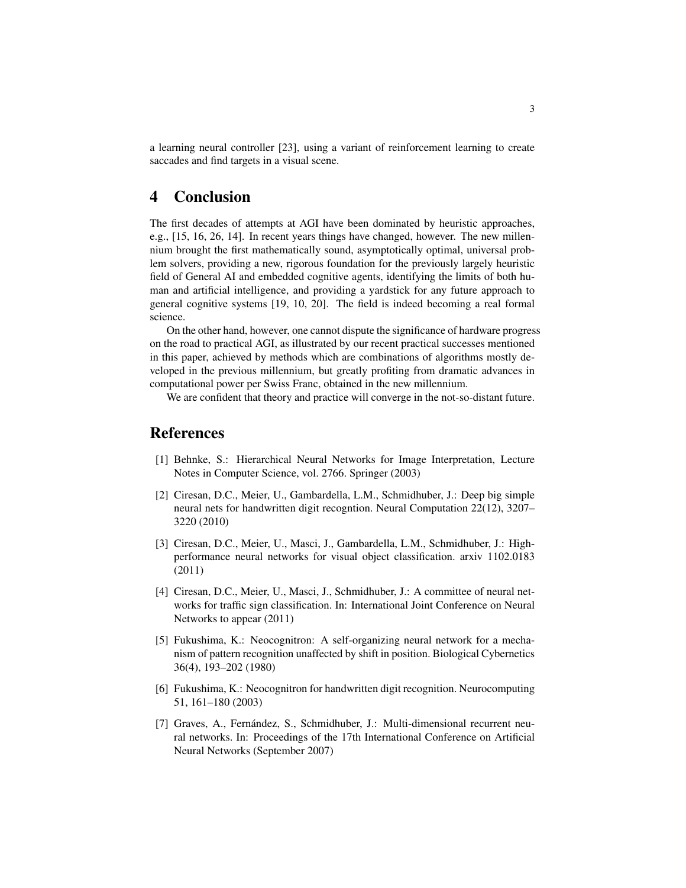a learning neural controller [23], using a variant of reinforcement learning to create saccades and find targets in a visual scene.

## 4 Conclusion

The first decades of attempts at AGI have been dominated by heuristic approaches, e.g., [15, 16, 26, 14]. In recent years things have changed, however. The new millennium brought the first mathematically sound, asymptotically optimal, universal problem solvers, providing a new, rigorous foundation for the previously largely heuristic field of General AI and embedded cognitive agents, identifying the limits of both human and artificial intelligence, and providing a yardstick for any future approach to general cognitive systems [19, 10, 20]. The field is indeed becoming a real formal science.

On the other hand, however, one cannot dispute the significance of hardware progress on the road to practical AGI, as illustrated by our recent practical successes mentioned in this paper, achieved by methods which are combinations of algorithms mostly developed in the previous millennium, but greatly profiting from dramatic advances in computational power per Swiss Franc, obtained in the new millennium.

We are confident that theory and practice will converge in the not-so-distant future.

## References

[1] Behnke, S.: Hierarchical Neural Networks for Image Interpretation, Lecture Notes in Computer Science, vol. 2766. Springer (2003)

[2] Ciresan, D.C., Meier, U., Gambardella, L.M., Schmidhuber, J.: Deep big simple neural nets for handwritten digit recogntion. Neural Computation 22(12), 3207–3220 (2010)

[3] Ciresan, D.C., Meier, U., Masci, J., Gambardella, L.M., Schmidhuber, J.: High-performance neural networks for visual object classification. arxiv 1102.0183 (2011)

[4] Ciresan, D.C., Meier, U., Masci, J., Schmidhuber, J.: A committee of neural networks for traffic sign classification. In: International Joint Conference on Neural Networks to appear (2011)

[5] Fukushima, K.: Neocognitron: A self-organizing neural network for a mechanism of pattern recognition unaffected by shift in position. Biological Cybernetics 36(4), 193–202 (1980)

[6] Fukushima, K.: Neocognitron for handwritten digit recognition. Neurocomputing 51, 161–180 (2003)

[7] Graves, A., Fernández, S., Schmidhuber, J.: Multi-dimensional recurrent neural networks. In: Proceedings of the 17th International Conference on Artificial Neural Networks (September 2007)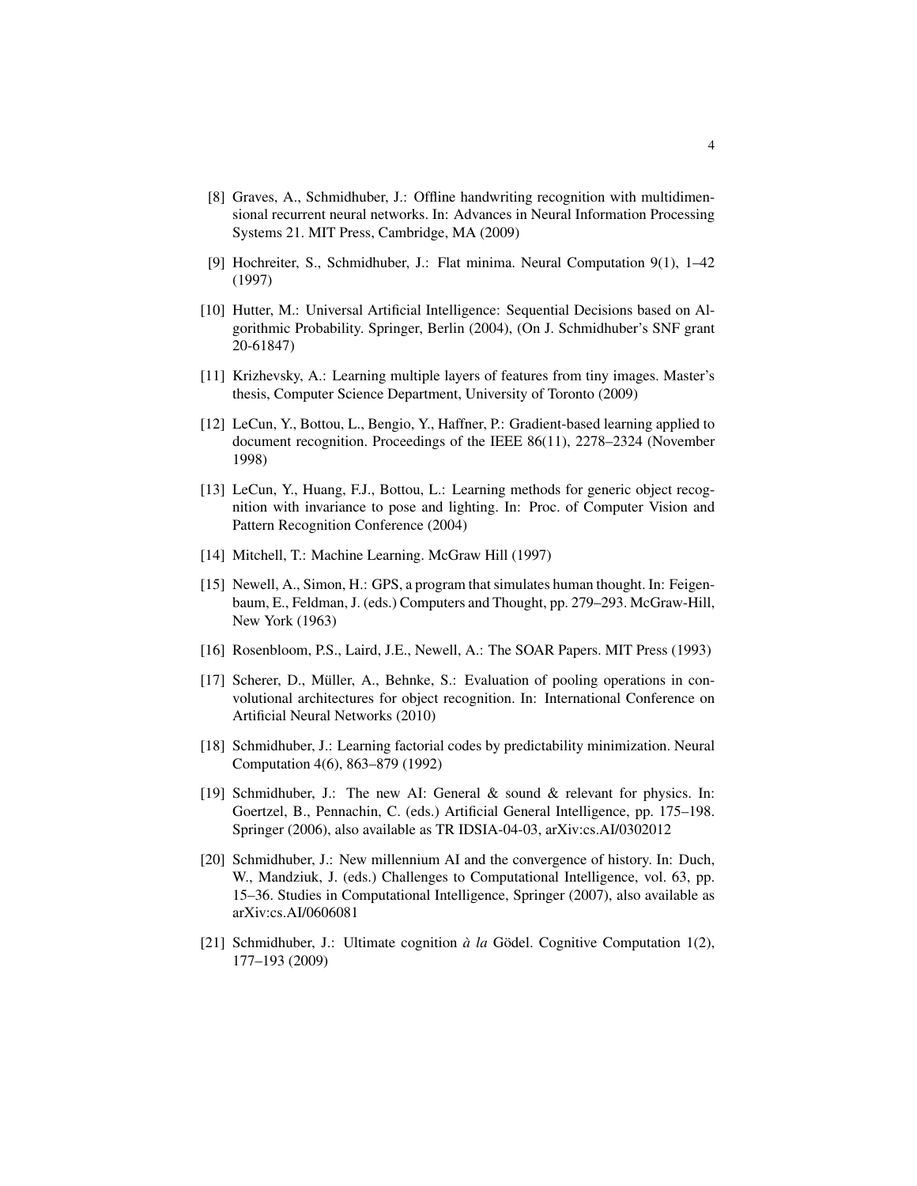[8] Graves, A., Schmidhuber, J.: Offline handwriting recognition with multidimensional recurrent neural networks. In: Advances in Neural Information Processing Systems 21. MIT Press, Cambridge, MA (2009)

[9] Hochreiter, S., Schmidhuber, J.: Flat minima. Neural Computation 9(1), 1–42 (1997)

[10] Hutter, M.: Universal Artificial Intelligence: Sequential Decisions based on Algorithmic Probability. Springer, Berlin (2004), (On J. Schmidhuber's SNF grant 20-61847)

[11] Krizhevsky, A.: Learning multiple layers of features from tiny images. Master's thesis, Computer Science Department, University of Toronto (2009)

[12] LeCun, Y., Bottou, L., Bengio, Y., Haffner, P.: Gradient-based learning applied to document recognition. Proceedings of the IEEE 86(11), 2278–2324 (November 1998)

[13] LeCun, Y., Huang, F.J., Bottou, L.: Learning methods for generic object recognition with invariance to pose and lighting. In: Proc. of Computer Vision and Pattern Recognition Conference (2004)

[14] Mitchell, T.: Machine Learning. McGraw Hill (1997)

[15] Newell, A., Simon, H.: GPS, a program that simulates human thought. In: Feigenbaum, E., Feldman, J. (eds.) Computers and Thought, pp. 279–293. McGraw-Hill, New York (1963)

[16] Rosenbloom, P.S., Laird, J.E., Newell, A.: The SOAR Papers. MIT Press (1993)

[17] Scherer, D., Müller, A., Behnke, S.: Evaluation of pooling operations in convolutional architectures for object recognition. In: International Conference on Artificial Neural Networks (2010)

[18] Schmidhuber, J.: Learning factorial codes by predictability minimization. Neural Computation 4(6), 863–879 (1992)

[19] Schmidhuber, J.: The new AI: General & sound & relevant for physics. In: Goertzel, B., Pennachin, C. (eds.) Artificial General Intelligence, pp. 175–198. Springer (2006), also available as TR IDSIA-04-03, arXiv:cs.AI/0302012

[20] Schmidhuber, J.: New millennium AI and the convergence of history. In: Duch, W., Mandziuk, J. (eds.) Challenges to Computational Intelligence, vol. 63, pp. 15–36. Studies in Computational Intelligence, Springer (2007), also available as arXiv:cs.AI/0606081

[21] Schmidhuber, J.: Ultimate cognition *à la* Gödel. Cognitive Computation 1(2), 177–193 (2009)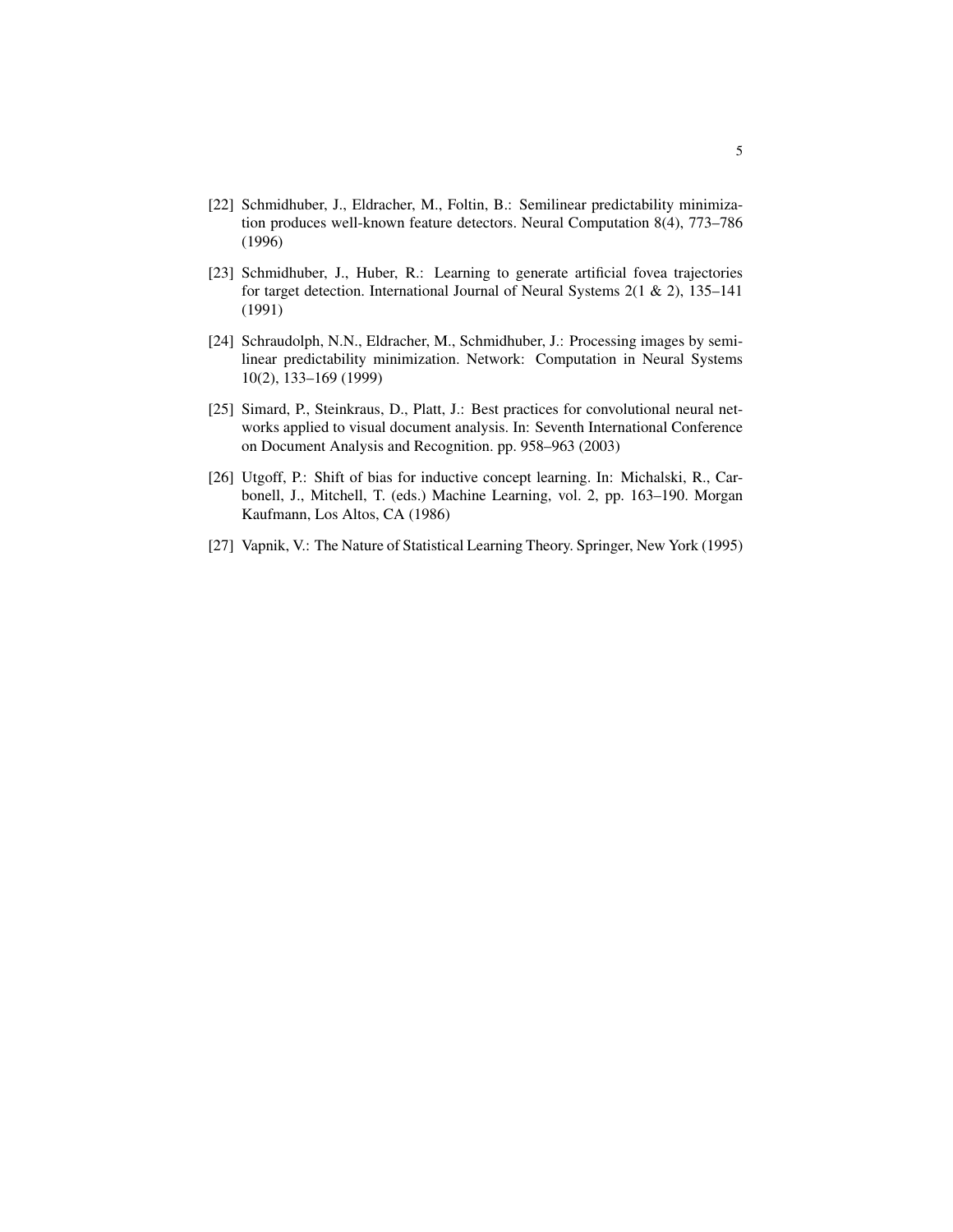[22] Schmidhuber, J., Eldracher, M., Foltin, B.: Semilinear predictability minimization produces well-known feature detectors. Neural Computation 8(4), 773–786 (1996)

[23] Schmidhuber, J., Huber, R.: Learning to generate artificial fovea trajectories for target detection. International Journal of Neural Systems 2(1 & 2), 135–141 (1991)

[24] Schraudolph, N.N., Eldracher, M., Schmidhuber, J.: Processing images by semi-linear predictability minimization. Network: Computation in Neural Systems 10(2), 133–169 (1999)

[25] Simard, P., Steinkraus, D., Platt, J.: Best practices for convolutional neural networks applied to visual document analysis. In: Seventh International Conference on Document Analysis and Recognition. pp. 958–963 (2003)

[26] Utgoff, P.: Shift of bias for inductive concept learning. In: Michalski, R., Carbonell, J., Mitchell, T. (eds.) Machine Learning, vol. 2, pp. 163–190. Morgan Kaufmann, Los Altos, CA (1986)

[27] Vapnik, V.: The Nature of Statistical Learning Theory. Springer, New York (1995)